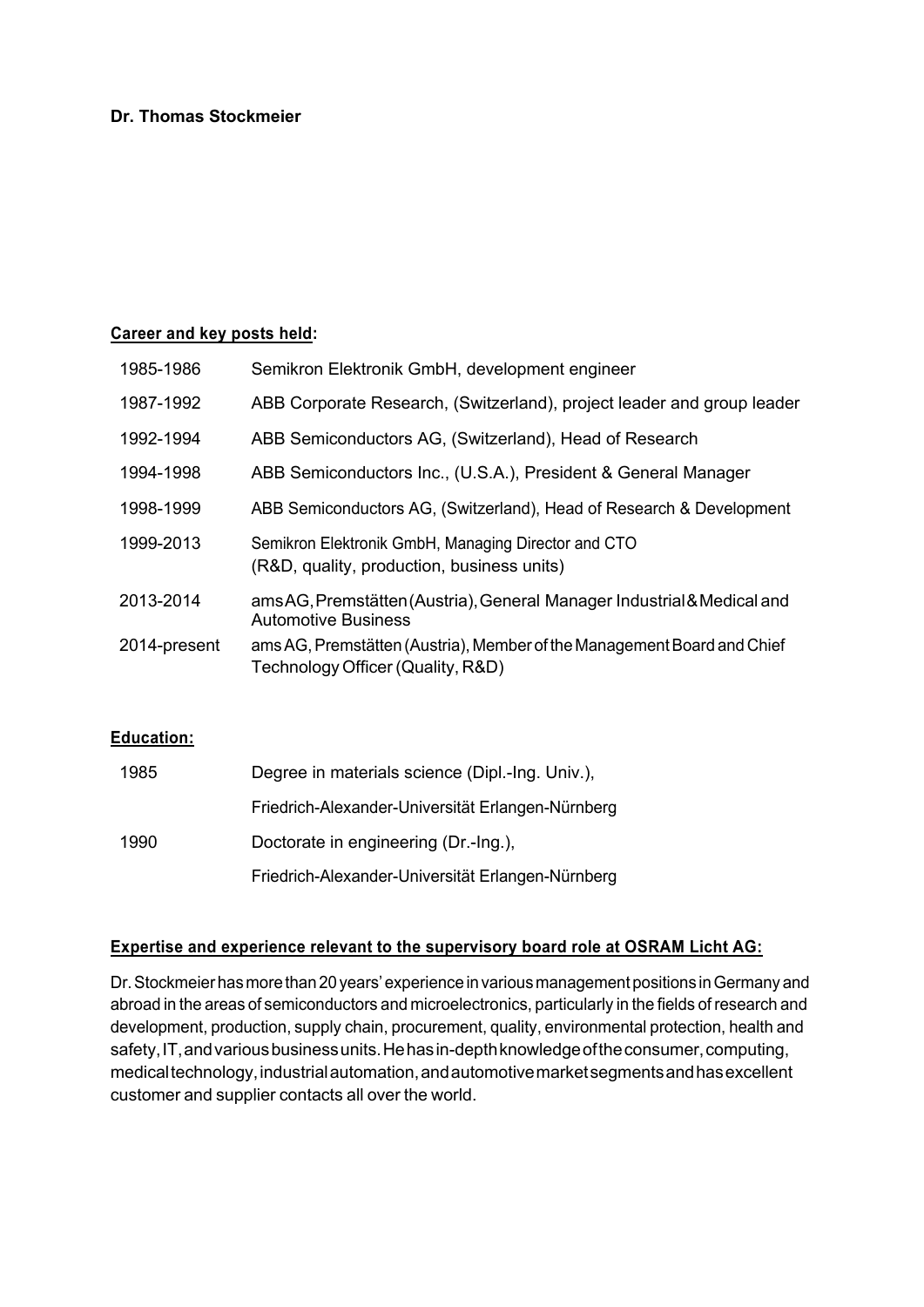**Dr. Thomas Stockmeier**

**Career and key posts held:**

| | |
|---|---|
| 1985-1986 | Semikron Elektronik GmbH, development engineer |
| 1987-1992 | ABB Corporate Research, (Switzerland), project leader and group leader |
| 1992-1994 | ABB Semiconductors AG, (Switzerland), Head of Research |
| 1994-1998 | ABB Semiconductors Inc., (U.S.A.), President & General Manager |
| 1998-1999 | ABB Semiconductors AG, (Switzerland), Head of Research & Development |
| 1999-2013 | Semikron Elektronik GmbH, Managing Director and CTO (R&D, quality, production, business units) |
| 2013-2014 | ams AG, Premstätten (Austria), General Manager Industrial & Medical and Automotive Business |
| 2014-present | ams AG, Premstätten (Austria), Member of the Management Board and Chief Technology Officer (Quality, R&D) |

**Education:**

| | |
|---|---|
| 1985 | Degree in materials science (Dipl.-Ing. Univ.), |
| | Friedrich-Alexander-Universität Erlangen-Nürnberg |
| 1990 | Doctorate in engineering (Dr.-Ing.), |
| | Friedrich-Alexander-Universität Erlangen-Nürnberg |

**Expertise and experience relevant to the supervisory board role at OSRAM Licht AG:**

Dr. Stockmeier has more than 20 years' experience in various management positions in Germany and abroad in the areas of semiconductors and microelectronics, particularly in the fields of research and development, production, supply chain, procurement, quality, environmental protection, health and safety, IT, and various business units. He has in-depth knowledge of the consumer, computing, medical technology, industrial automation, and automotive market segments and has excellent customer and supplier contacts all over the world.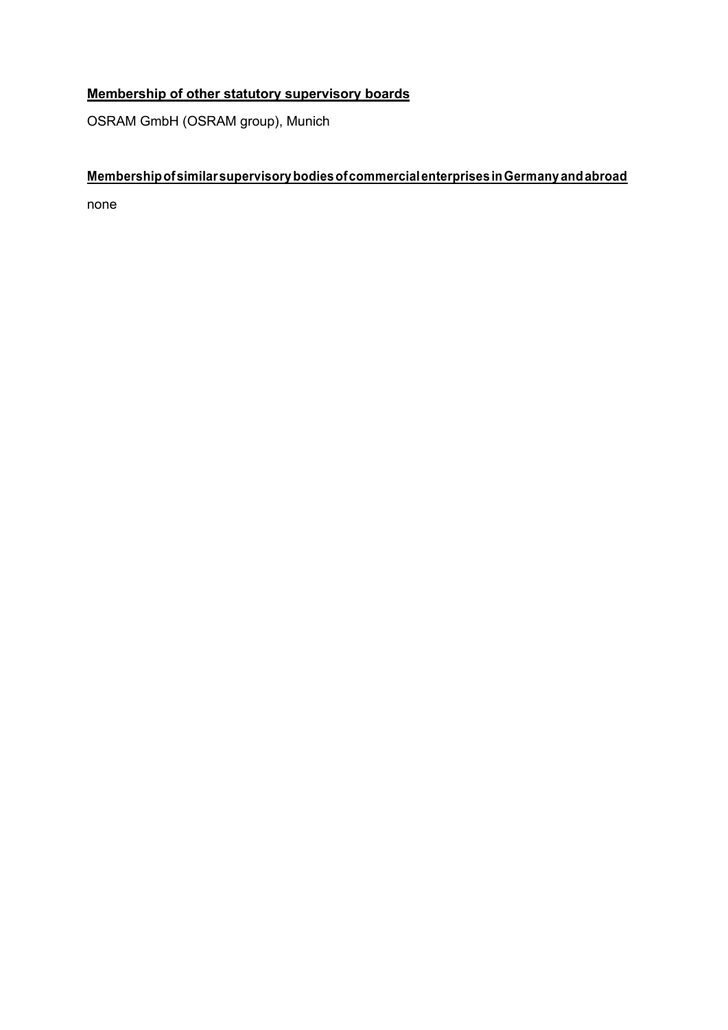**<u>Membership of other statutory supervisory boards</u>**

OSRAM GmbH (OSRAM group), Munich

**<u>Membership of similar supervisory bodies of commercial enterprises in Germany and abroad</u>**

none